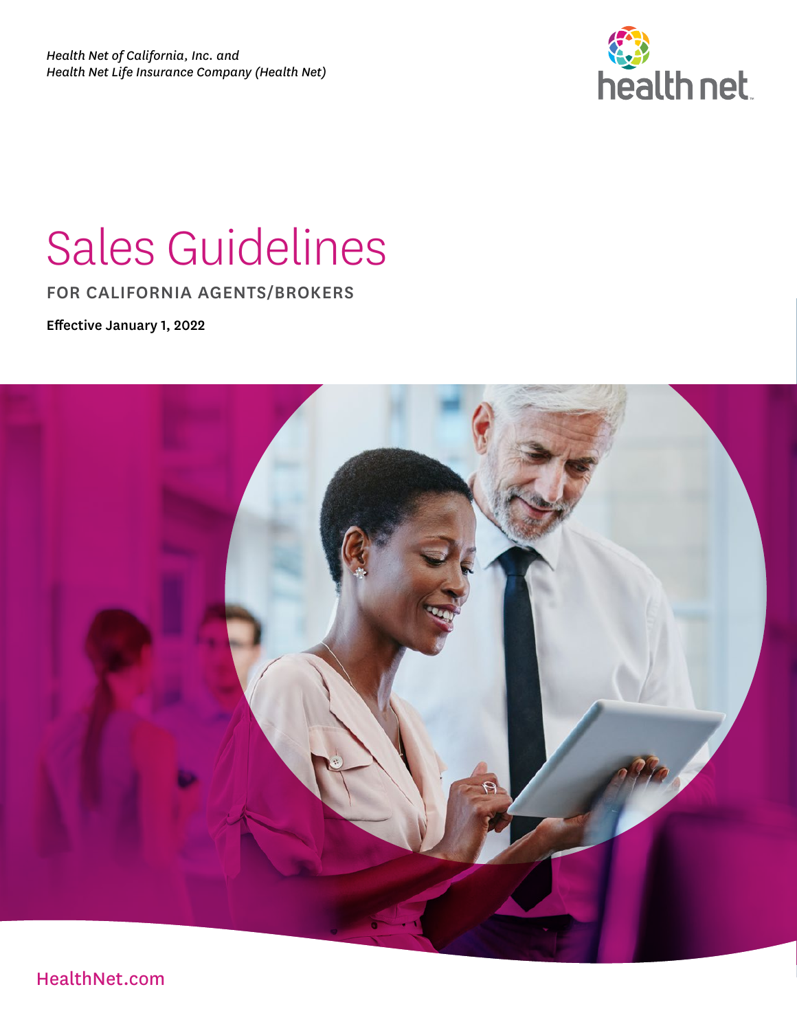*Health Net of California, Inc. and*
*Health Net Life Insurance Company (Health Net)*

health net

# Sales Guidelines

## FOR CALIFORNIA AGENTS/BROKERS

**Effective January 1, 2022**

HealthNet.com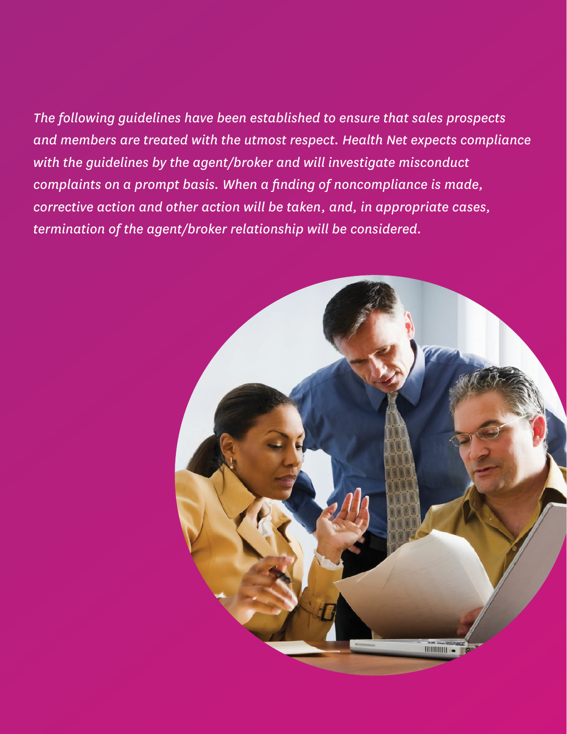*The following guidelines have been established to ensure that sales prospects and members are treated with the utmost respect. Health Net expects compliance with the guidelines by the agent/broker and will investigate misconduct complaints on a prompt basis. When a finding of noncompliance is made, corrective action and other action will be taken, and, in appropriate cases, termination of the agent/broker relationship will be considered.*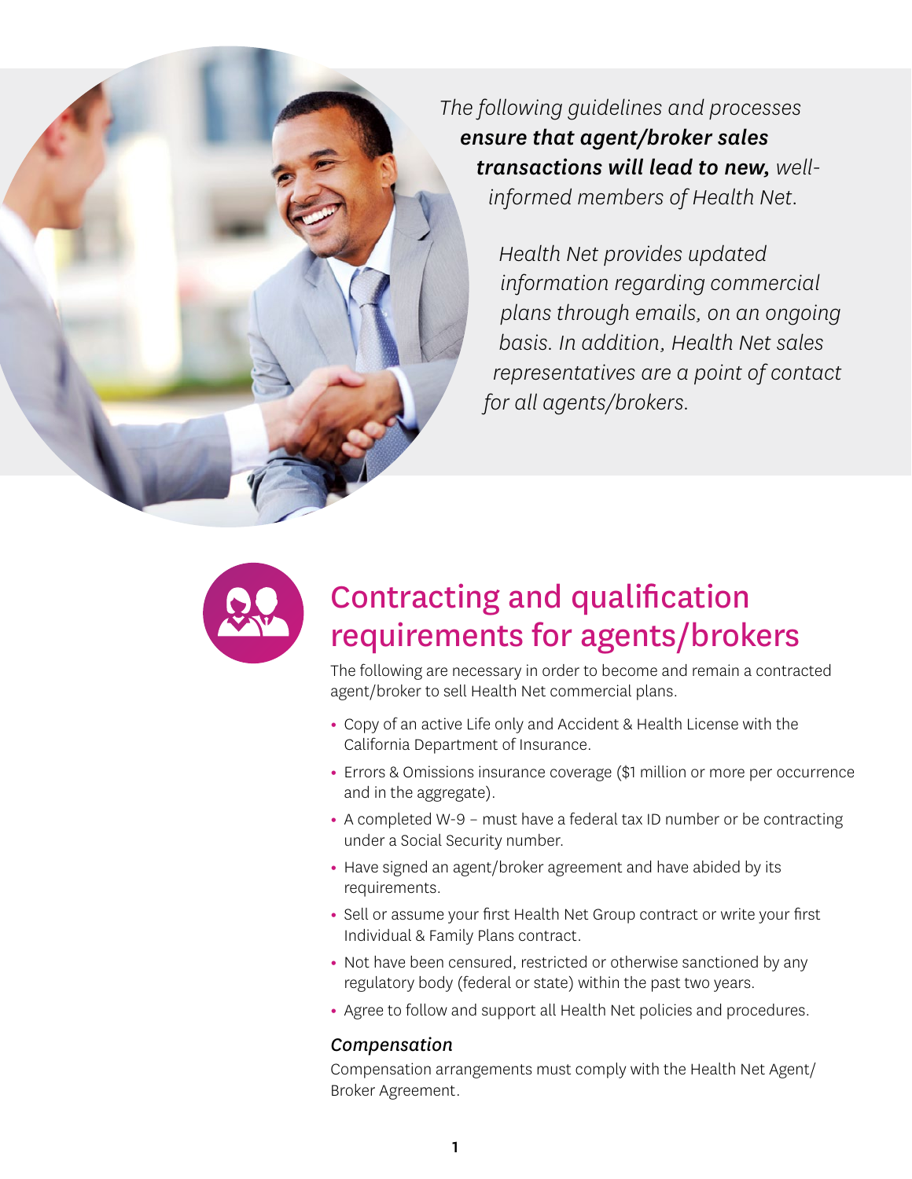*The following guidelines and processes* ***ensure that agent/broker sales transactions will lead to new,*** *well-informed members of Health Net.*

*Health Net provides updated information regarding commercial plans through emails, on an ongoing basis. In addition, Health Net sales representatives are a point of contact for all agents/brokers.*

## Contracting and qualification requirements for agents/brokers

The following are necessary in order to become and remain a contracted agent/broker to sell Health Net commercial plans.

- Copy of an active Life only and Accident & Health License with the California Department of Insurance.
- Errors & Omissions insurance coverage ($1 million or more per occurrence and in the aggregate).
- A completed W-9 – must have a federal tax ID number or be contracting under a Social Security number.
- Have signed an agent/broker agreement and have abided by its requirements.
- Sell or assume your first Health Net Group contract or write your first Individual & Family Plans contract.
- Not have been censured, restricted or otherwise sanctioned by any regulatory body (federal or state) within the past two years.
- Agree to follow and support all Health Net policies and procedures.

### *Compensation*

Compensation arrangements must comply with the Health Net Agent/Broker Agreement.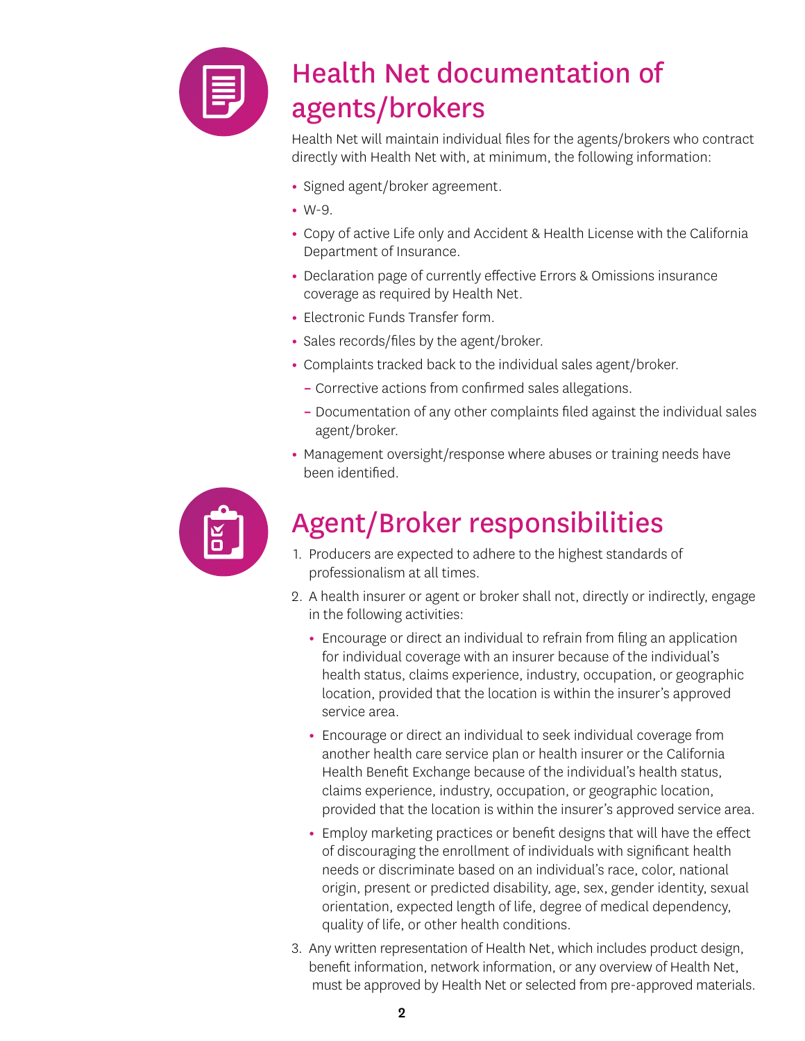## Health Net documentation of agents/brokers

Health Net will maintain individual files for the agents/brokers who contract directly with Health Net with, at minimum, the following information:

- Signed agent/broker agreement.
- W-9.
- Copy of active Life only and Accident & Health License with the California Department of Insurance.
- Declaration page of currently effective Errors & Omissions insurance coverage as required by Health Net.
- Electronic Funds Transfer form.
- Sales records/files by the agent/broker.
- Complaints tracked back to the individual sales agent/broker.
  - Corrective actions from confirmed sales allegations.
  - Documentation of any other complaints filed against the individual sales agent/broker.
- Management oversight/response where abuses or training needs have been identified.

## Agent/Broker responsibilities

1. Producers are expected to adhere to the highest standards of professionalism at all times.
2. A health insurer or agent or broker shall not, directly or indirectly, engage in the following activities:
   - Encourage or direct an individual to refrain from filing an application for individual coverage with an insurer because of the individual's health status, claims experience, industry, occupation, or geographic location, provided that the location is within the insurer's approved service area.
   - Encourage or direct an individual to seek individual coverage from another health care service plan or health insurer or the California Health Benefit Exchange because of the individual's health status, claims experience, industry, occupation, or geographic location, provided that the location is within the insurer's approved service area.
   - Employ marketing practices or benefit designs that will have the effect of discouraging the enrollment of individuals with significant health needs or discriminate based on an individual's race, color, national origin, present or predicted disability, age, sex, gender identity, sexual orientation, expected length of life, degree of medical dependency, quality of life, or other health conditions.
3. Any written representation of Health Net, which includes product design, benefit information, network information, or any overview of Health Net, must be approved by Health Net or selected from pre-approved materials.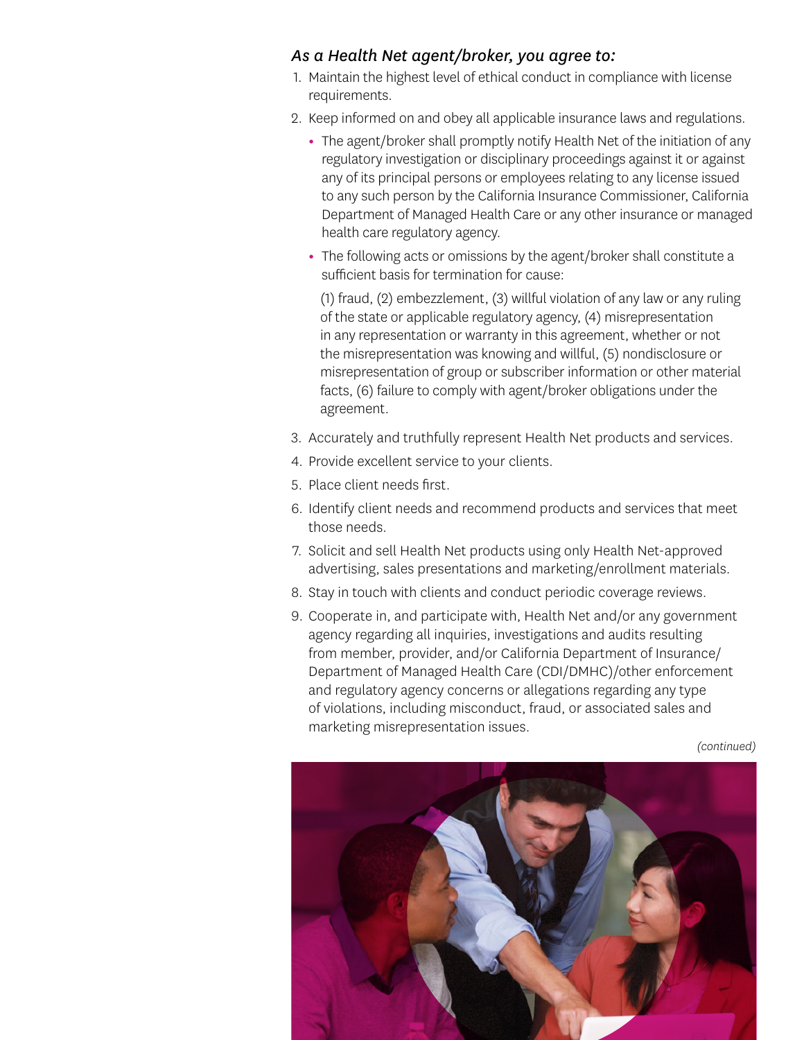*As a Health Net agent/broker, you agree to:*

1. Maintain the highest level of ethical conduct in compliance with license requirements.
2. Keep informed on and obey all applicable insurance laws and regulations.
   - The agent/broker shall promptly notify Health Net of the initiation of any regulatory investigation or disciplinary proceedings against it or against any of its principal persons or employees relating to any license issued to any such person by the California Insurance Commissioner, California Department of Managed Health Care or any other insurance or managed health care regulatory agency.
   - The following acts or omissions by the agent/broker shall constitute a sufficient basis for termination for cause:

     (1) fraud, (2) embezzlement, (3) willful violation of any law or any ruling of the state or applicable regulatory agency, (4) misrepresentation in any representation or warranty in this agreement, whether or not the misrepresentation was knowing and willful, (5) nondisclosure or misrepresentation of group or subscriber information or other material facts, (6) failure to comply with agent/broker obligations under the agreement.
3. Accurately and truthfully represent Health Net products and services.
4. Provide excellent service to your clients.
5. Place client needs first.
6. Identify client needs and recommend products and services that meet those needs.
7. Solicit and sell Health Net products using only Health Net-approved advertising, sales presentations and marketing/enrollment materials.
8. Stay in touch with clients and conduct periodic coverage reviews.
9. Cooperate in, and participate with, Health Net and/or any government agency regarding all inquiries, investigations and audits resulting from member, provider, and/or California Department of Insurance/ Department of Managed Health Care (CDI/DMHC)/other enforcement and regulatory agency concerns or allegations regarding any type of violations, including misconduct, fraud, or associated sales and marketing misrepresentation issues.

*(continued)*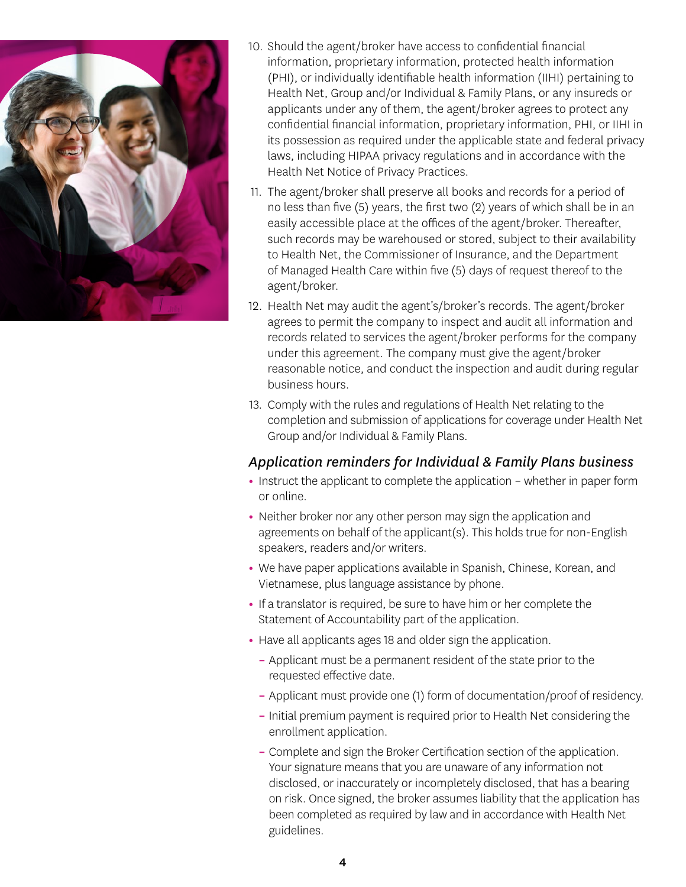10. Should the agent/broker have access to confidential financial information, proprietary information, protected health information (PHI), or individually identifiable health information (IIHI) pertaining to Health Net, Group and/or Individual & Family Plans, or any insureds or applicants under any of them, the agent/broker agrees to protect any confidential financial information, proprietary information, PHI, or IIHI in its possession as required under the applicable state and federal privacy laws, including HIPAA privacy regulations and in accordance with the Health Net Notice of Privacy Practices.
11. The agent/broker shall preserve all books and records for a period of no less than five (5) years, the first two (2) years of which shall be in an easily accessible place at the offices of the agent/broker. Thereafter, such records may be warehoused or stored, subject to their availability to Health Net, the Commissioner of Insurance, and the Department of Managed Health Care within five (5) days of request thereof to the agent/broker.
12. Health Net may audit the agent's/broker's records. The agent/broker agrees to permit the company to inspect and audit all information and records related to services the agent/broker performs for the company under this agreement. The company must give the agent/broker reasonable notice, and conduct the inspection and audit during regular business hours.
13. Comply with the rules and regulations of Health Net relating to the completion and submission of applications for coverage under Health Net Group and/or Individual & Family Plans.

### *Application reminders for Individual & Family Plans business*

- Instruct the applicant to complete the application – whether in paper form or online.
- Neither broker nor any other person may sign the application and agreements on behalf of the applicant(s). This holds true for non-English speakers, readers and/or writers.
- We have paper applications available in Spanish, Chinese, Korean, and Vietnamese, plus language assistance by phone.
- If a translator is required, be sure to have him or her complete the Statement of Accountability part of the application.
- Have all applicants ages 18 and older sign the application.
  - Applicant must be a permanent resident of the state prior to the requested effective date.
  - Applicant must provide one (1) form of documentation/proof of residency.
  - Initial premium payment is required prior to Health Net considering the enrollment application.
  - Complete and sign the Broker Certification section of the application. Your signature means that you are unaware of any information not disclosed, or inaccurately or incompletely disclosed, that has a bearing on risk. Once signed, the broker assumes liability that the application has been completed as required by law and in accordance with Health Net guidelines.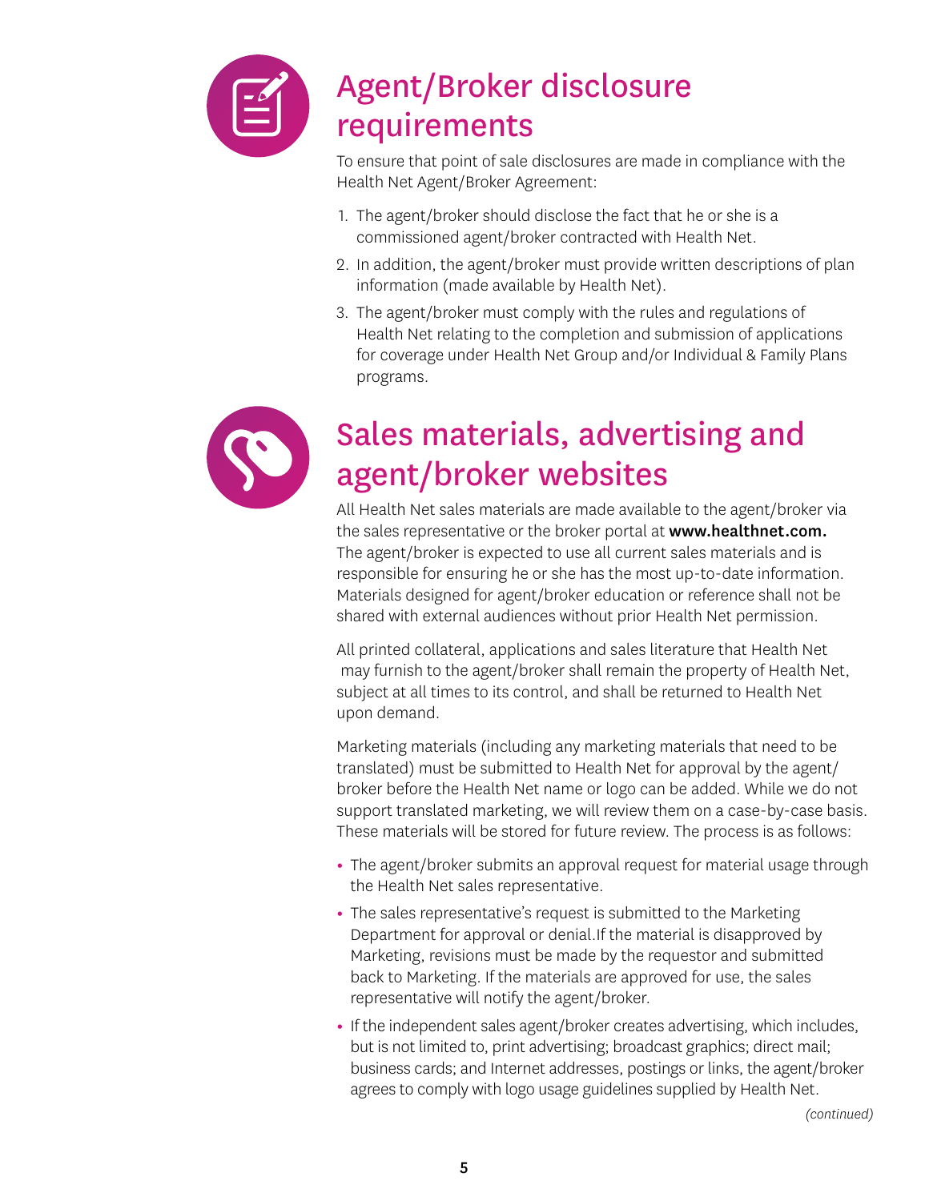# Agent/Broker disclosure requirements

To ensure that point of sale disclosures are made in compliance with the Health Net Agent/Broker Agreement:

1. The agent/broker should disclose the fact that he or she is a commissioned agent/broker contracted with Health Net.
2. In addition, the agent/broker must provide written descriptions of plan information (made available by Health Net).
3. The agent/broker must comply with the rules and regulations of Health Net relating to the completion and submission of applications for coverage under Health Net Group and/or Individual & Family Plans programs.

# Sales materials, advertising and agent/broker websites

All Health Net sales materials are made available to the agent/broker via the sales representative or the broker portal at **www.healthnet.com.** The agent/broker is expected to use all current sales materials and is responsible for ensuring he or she has the most up-to-date information. Materials designed for agent/broker education or reference shall not be shared with external audiences without prior Health Net permission.

All printed collateral, applications and sales literature that Health Net may furnish to the agent/broker shall remain the property of Health Net, subject at all times to its control, and shall be returned to Health Net upon demand.

Marketing materials (including any marketing materials that need to be translated) must be submitted to Health Net for approval by the agent/broker before the Health Net name or logo can be added. While we do not support translated marketing, we will review them on a case-by-case basis. These materials will be stored for future review. The process is as follows:

- The agent/broker submits an approval request for material usage through the Health Net sales representative.
- The sales representative's request is submitted to the Marketing Department for approval or denial.If the material is disapproved by Marketing, revisions must be made by the requestor and submitted back to Marketing. If the materials are approved for use, the sales representative will notify the agent/broker.
- If the independent sales agent/broker creates advertising, which includes, but is not limited to, print advertising; broadcast graphics; direct mail; business cards; and Internet addresses, postings or links, the agent/broker agrees to comply with logo usage guidelines supplied by Health Net.

*(continued)*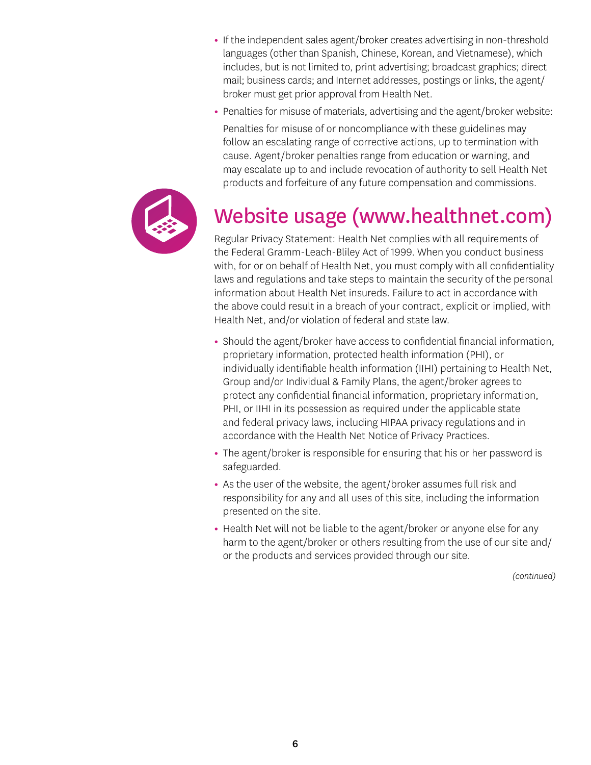- If the independent sales agent/broker creates advertising in non-threshold languages (other than Spanish, Chinese, Korean, and Vietnamese), which includes, but is not limited to, print advertising; broadcast graphics; direct mail; business cards; and Internet addresses, postings or links, the agent/broker must get prior approval from Health Net.
- Penalties for misuse of materials, advertising and the agent/broker website:

  Penalties for misuse of or noncompliance with these guidelines may follow an escalating range of corrective actions, up to termination with cause. Agent/broker penalties range from education or warning, and may escalate up to and include revocation of authority to sell Health Net products and forfeiture of any future compensation and commissions.

## Website usage (www.healthnet.com)

Regular Privacy Statement: Health Net complies with all requirements of the Federal Gramm-Leach-Bliley Act of 1999. When you conduct business with, for or on behalf of Health Net, you must comply with all confidentiality laws and regulations and take steps to maintain the security of the personal information about Health Net insureds. Failure to act in accordance with the above could result in a breach of your contract, explicit or implied, with Health Net, and/or violation of federal and state law.

- Should the agent/broker have access to confidential financial information, proprietary information, protected health information (PHI), or individually identifiable health information (IIHI) pertaining to Health Net, Group and/or Individual & Family Plans, the agent/broker agrees to protect any confidential financial information, proprietary information, PHI, or IIHI in its possession as required under the applicable state and federal privacy laws, including HIPAA privacy regulations and in accordance with the Health Net Notice of Privacy Practices.
- The agent/broker is responsible for ensuring that his or her password is safeguarded.
- As the user of the website, the agent/broker assumes full risk and responsibility for any and all uses of this site, including the information presented on the site.
- Health Net will not be liable to the agent/broker or anyone else for any harm to the agent/broker or others resulting from the use of our site and/or the products and services provided through our site.

*(continued)*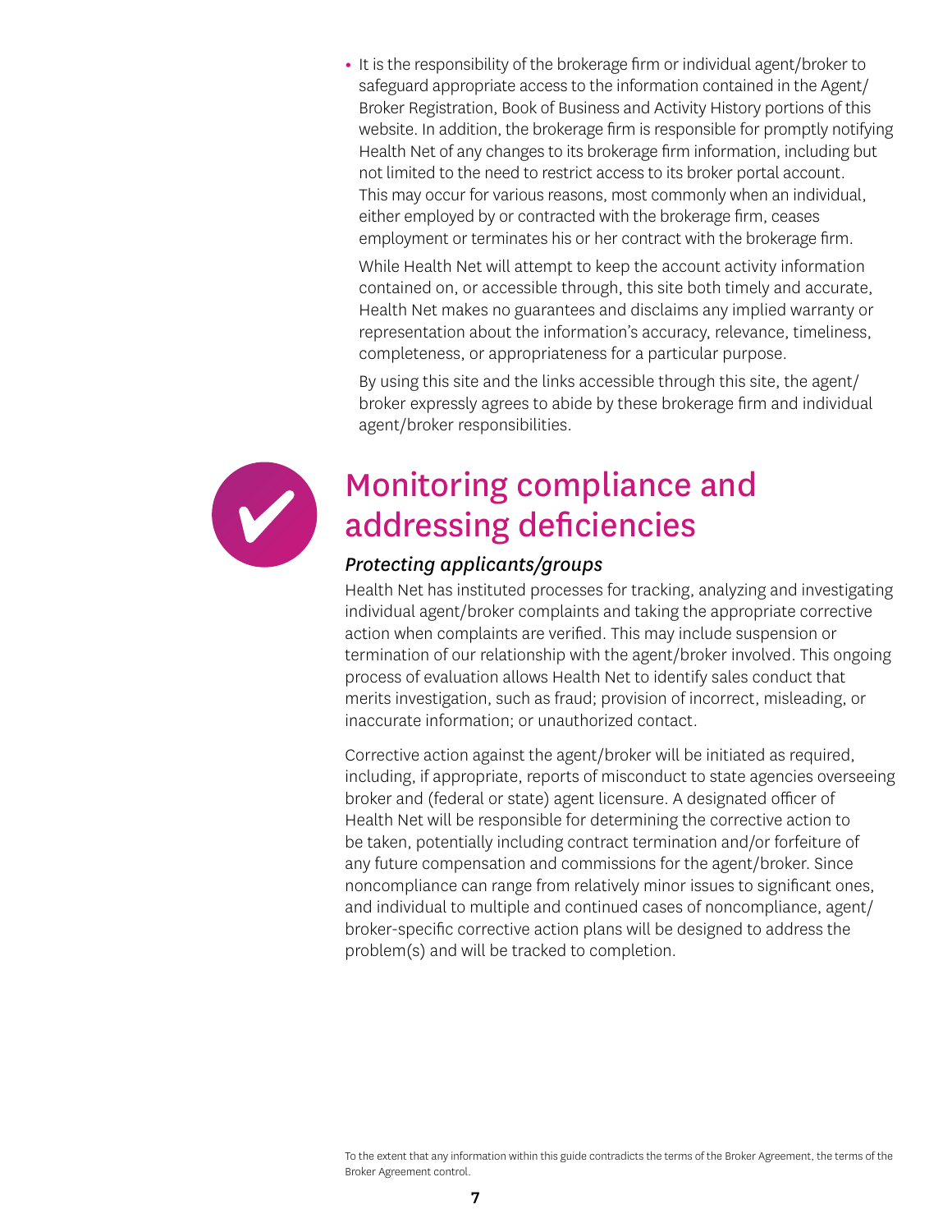- It is the responsibility of the brokerage firm or individual agent/broker to safeguard appropriate access to the information contained in the Agent/Broker Registration, Book of Business and Activity History portions of this website. In addition, the brokerage firm is responsible for promptly notifying Health Net of any changes to its brokerage firm information, including but not limited to the need to restrict access to its broker portal account. This may occur for various reasons, most commonly when an individual, either employed by or contracted with the brokerage firm, ceases employment or terminates his or her contract with the brokerage firm.

  While Health Net will attempt to keep the account activity information contained on, or accessible through, this site both timely and accurate, Health Net makes no guarantees and disclaims any implied warranty or representation about the information's accuracy, relevance, timeliness, completeness, or appropriateness for a particular purpose.

  By using this site and the links accessible through this site, the agent/broker expressly agrees to abide by these brokerage firm and individual agent/broker responsibilities.

# Monitoring compliance and addressing deficiencies

### *Protecting applicants/groups*

Health Net has instituted processes for tracking, analyzing and investigating individual agent/broker complaints and taking the appropriate corrective action when complaints are verified. This may include suspension or termination of our relationship with the agent/broker involved. This ongoing process of evaluation allows Health Net to identify sales conduct that merits investigation, such as fraud; provision of incorrect, misleading, or inaccurate information; or unauthorized contact.

Corrective action against the agent/broker will be initiated as required, including, if appropriate, reports of misconduct to state agencies overseeing broker and (federal or state) agent licensure. A designated officer of Health Net will be responsible for determining the corrective action to be taken, potentially including contract termination and/or forfeiture of any future compensation and commissions for the agent/broker. Since noncompliance can range from relatively minor issues to significant ones, and individual to multiple and continued cases of noncompliance, agent/broker-specific corrective action plans will be designed to address the problem(s) and will be tracked to completion.

To the extent that any information within this guide contradicts the terms of the Broker Agreement, the terms of the Broker Agreement control.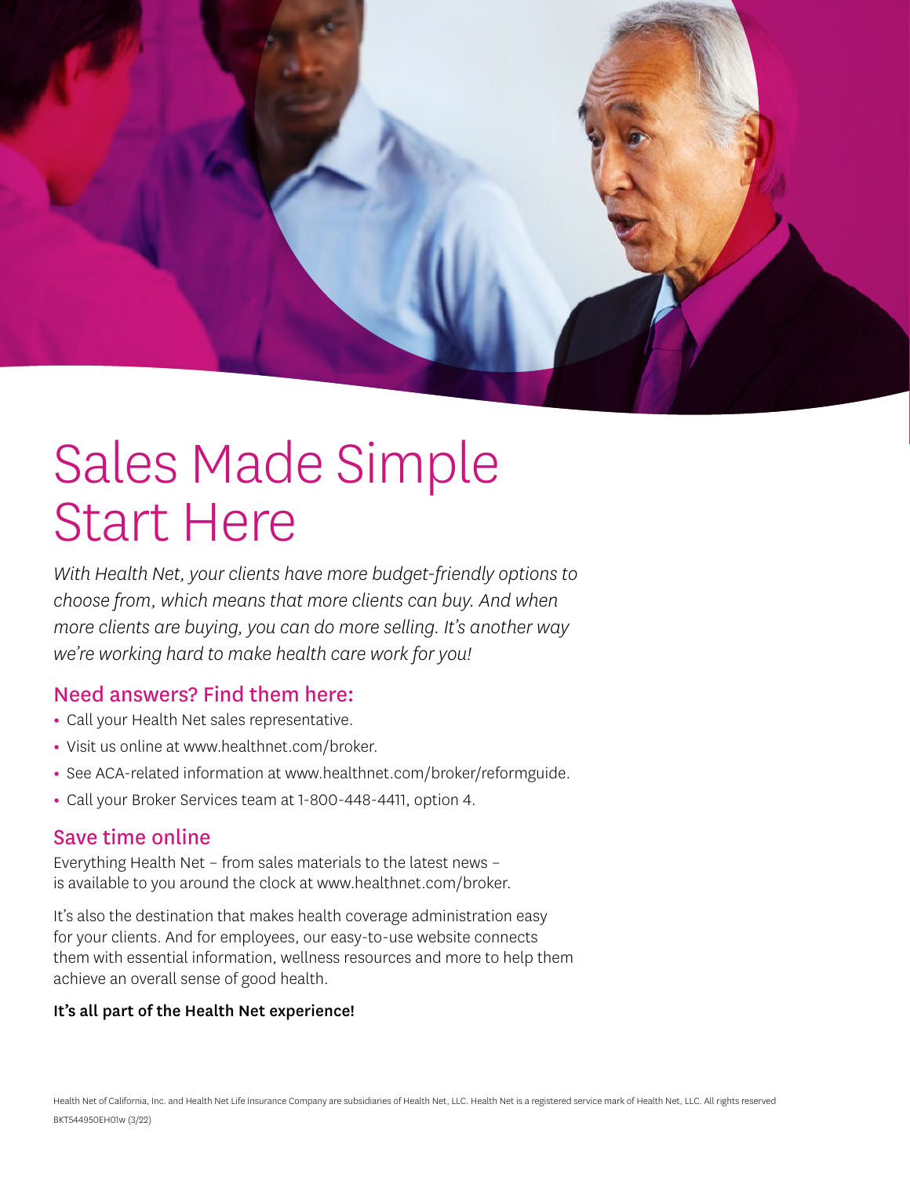# Sales Made Simple Start Here

*With Health Net, your clients have more budget-friendly options to choose from, which means that more clients can buy. And when more clients are buying, you can do more selling. It's another way we're working hard to make health care work for you!*

## Need answers? Find them here:

- Call your Health Net sales representative.
- Visit us online at www.healthnet.com/broker.
- See ACA-related information at www.healthnet.com/broker/reformguide.
- Call your Broker Services team at 1-800-448-4411, option 4.

## Save time online

Everything Health Net – from sales materials to the latest news – is available to you around the clock at www.healthnet.com/broker.

It's also the destination that makes health coverage administration easy for your clients. And for employees, our easy-to-use website connects them with essential information, wellness resources and more to help them achieve an overall sense of good health.

**It's all part of the Health Net experience!**

Health Net of California, Inc. and Health Net Life Insurance Company are subsidiaries of Health Net, LLC. Health Net is a registered service mark of Health Net, LLC. All rights reserved

BKT544950EH01w (3/22)